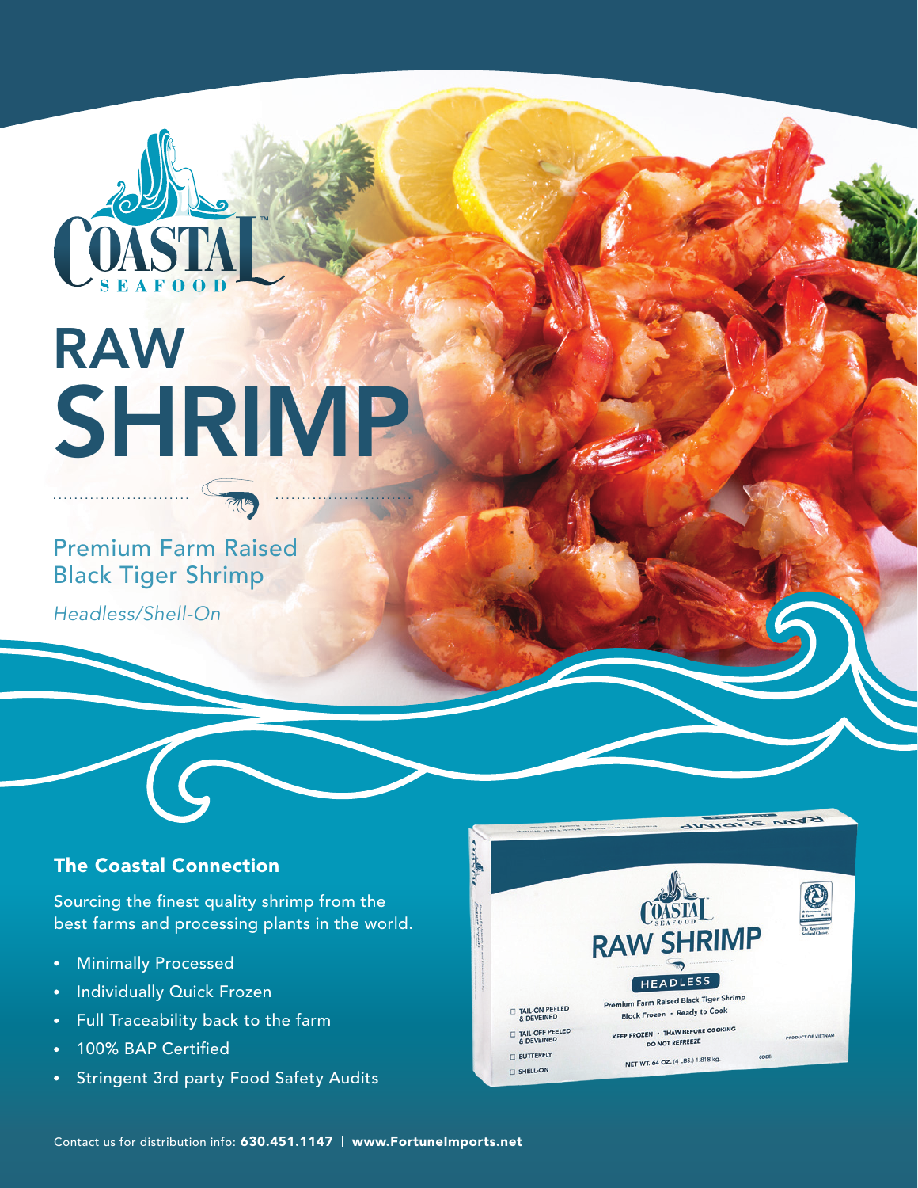# RAW SHRIMP

## Premium Farm Raised Black Tiger Shrimp

*Headless/Shell-On*

### The Coastal Connection

Sourcing the finest quality shrimp from the best farms and processing plants in the world.

- Minimally Processed
- Individually Quick Frozen
- Full Traceability back to the farm
- 100% BAP Certified
- Stringent 3rd party Food Safety Audits

Contact us for distribution info: **630.451.1147** | **www.FortuneImports.net**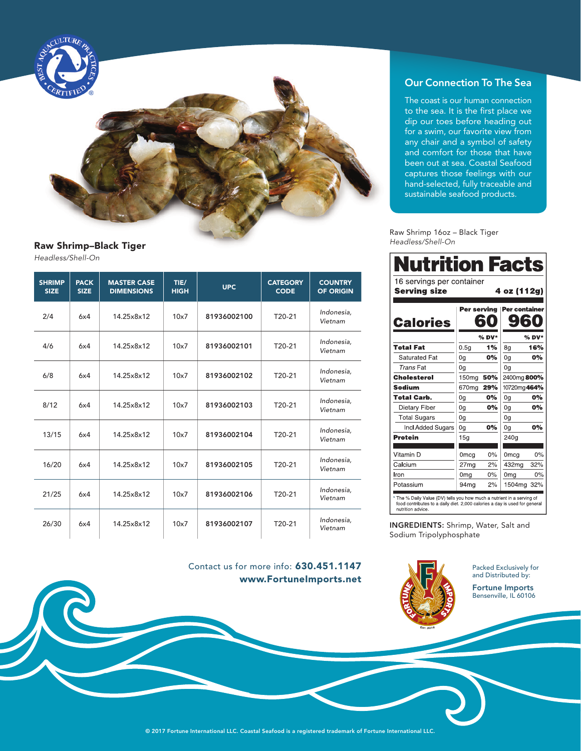## Raw Shrimp–Black Tiger

*Headless/Shell-On*

| SHRIMP SIZE | PACK SIZE | MASTER CASE DIMENSIONS | TIE/ HIGH | UPC | CATEGORY CODE | COUNTRY OF ORIGIN |
|---|---|---|---|---|---|---|
| 2/4 | 6x4 | 14.25x8x12 | 10x7 | 81936002100 | T20-21 | *Indonesia, Vietnam* |
| 4/6 | 6x4 | 14.25x8x12 | 10x7 | 81936002101 | T20-21 | *Indonesia, Vietnam* |
| 6/8 | 6x4 | 14.25x8x12 | 10x7 | 81936002102 | T20-21 | *Indonesia, Vietnam* |
| 8/12 | 6x4 | 14.25x8x12 | 10x7 | 81936002103 | T20-21 | *Indonesia, Vietnam* |
| 13/15 | 6x4 | 14.25x8x12 | 10x7 | 81936002104 | T20-21 | *Indonesia, Vietnam* |
| 16/20 | 6x4 | 14.25x8x12 | 10x7 | 81936002105 | T20-21 | *Indonesia, Vietnam* |
| 21/25 | 6x4 | 14.25x8x12 | 10x7 | 81936002106 | T20-21 | *Indonesia, Vietnam* |
| 26/30 | 6x4 | 14.25x8x12 | 10x7 | 81936002107 | T20-21 | *Indonesia, Vietnam* |

## Our Connection To The Sea

The coast is our human connection to the sea. It is the first place we dip our toes before heading out for a swim, our favorite view from any chair and a symbol of safety and comfort for those that have been out at sea. Coastal Seafood captures those feelings with our hand-selected, fully traceable and sustainable seafood products.

Raw Shrimp 16oz – Black Tiger
*Headless/Shell-On*

### Nutrition Facts

16 servings per container
**Serving size** **4 oz (112g)**

| | Per serving | % DV* | Per container | % DV* |
|---|---|---|---|---|
| **Calories** | **60** | | **960** | |
| **Total Fat** | 0.5g | **1%** | 8g | **16%** |
| Saturated Fat | 0g | **0%** | 0g | **0%** |
| *Trans* Fat | 0g | | 0g | |
| **Cholesterol** | 150mg | **50%** | 2400mg | **800%** |
| **Sodium** | 670mg | **29%** | 10720mg | **464%** |
| **Total Carb.** | 0g | **0%** | 0g | **0%** |
| Dietary Fiber | 0g | **0%** | 0g | **0%** |
| Total Sugars | 0g | | 0g | |
| Incl Added Sugars | 0g | **0%** | 0g | **0%** |
| **Protein** | 15g | | 240g | |
| Vitamin D | 0mcg | 0% | 0mcg | 0% |
| Calcium | 27mg | 2% | 432mg | 32% |
| Iron | 0mg | 0% | 0mg | 0% |
| Potassium | 94mg | 2% | 1504mg | 32% |

* The % Daily Value (DV) tells you how much a nutrient in a serving of food contributes to a daily diet. 2,000 calories a day is used for general nutrition advice.

**INGREDIENTS:** Shrimp, Water, Salt and Sodium Tripolyphosphate

Contact us for more info: **630.451.1147**
**www.FortuneImports.net**

Packed Exclusively for and Distributed by:

**Fortune Imports**
Bensenville, IL 60106

© 2017 Fortune International LLC. Coastal Seafood is a registered trademark of Fortune International LLC.